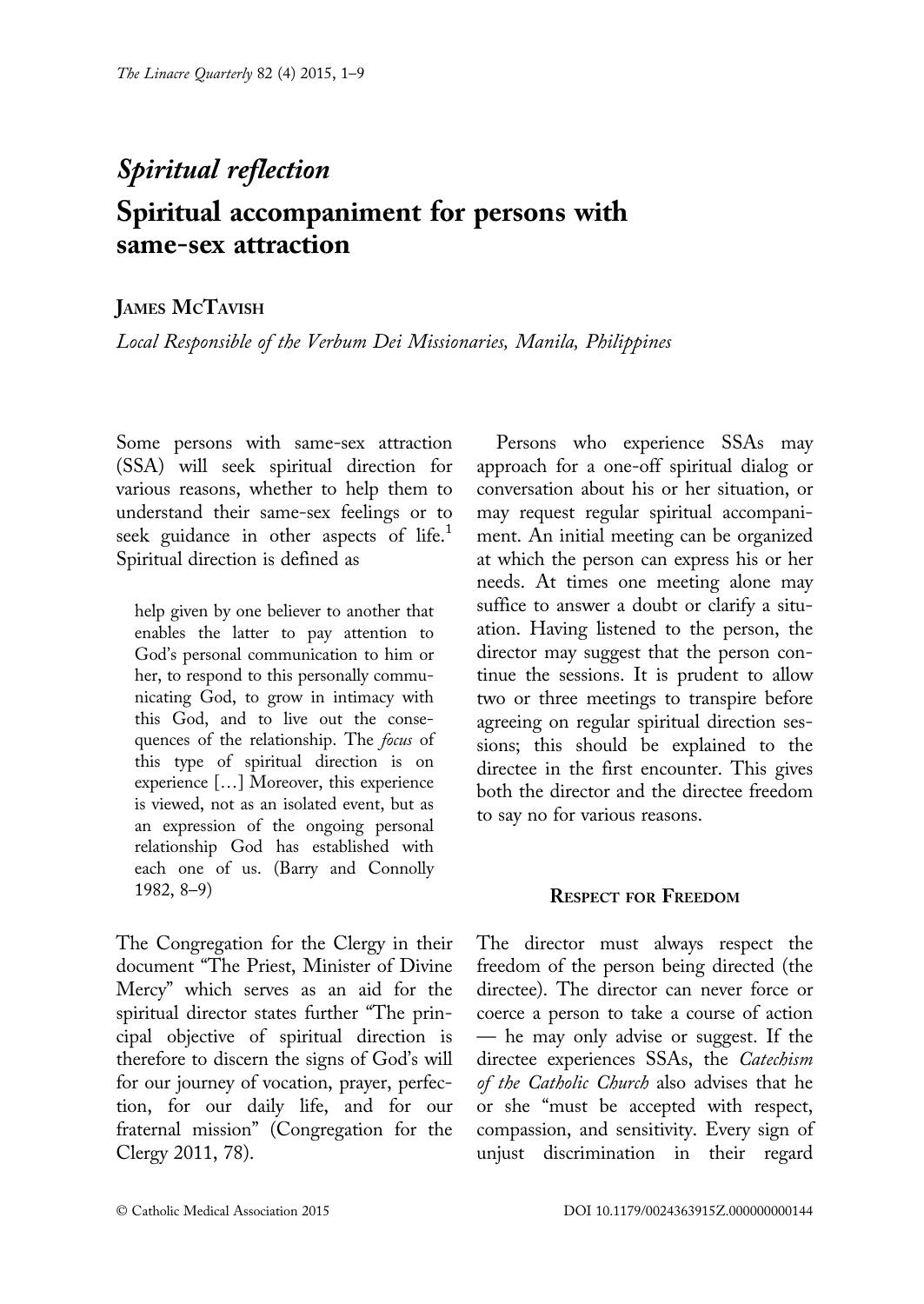*Spiritual reflection*

# Spiritual accompaniment for persons with same-sex attraction

**James McTavish**

*Local Responsible of the Verbum Dei Missionaries, Manila, Philippines*

Some persons with same-sex attraction (SSA) will seek spiritual direction for various reasons, whether to help them to understand their same-sex feelings or to seek guidance in other aspects of life.[1] Spiritual direction is defined as

> help given by one believer to another that enables the latter to pay attention to God's personal communication to him or her, to respond to this personally communicating God, to grow in intimacy with this God, and to live out the consequences of the relationship. The *focus* of this type of spiritual direction is on experience […] Moreover, this experience is viewed, not as an isolated event, but as an expression of the ongoing personal relationship God has established with each one of us. (Barry and Connolly 1982, 8–9)

The Congregation for the Clergy in their document "The Priest, Minister of Divine Mercy" which serves as an aid for the spiritual director states further "The principal objective of spiritual direction is therefore to discern the signs of God's will for our journey of vocation, prayer, perfection, for our daily life, and for our fraternal mission" (Congregation for the Clergy 2011, 78).

Persons who experience SSAs may approach for a one-off spiritual dialog or conversation about his or her situation, or may request regular spiritual accompaniment. An initial meeting can be organized at which the person can express his or her needs. At times one meeting alone may suffice to answer a doubt or clarify a situation. Having listened to the person, the director may suggest that the person continue the sessions. It is prudent to allow two or three meetings to transpire before agreeing on regular spiritual direction sessions; this should be explained to the directee in the first encounter. This gives both the director and the directee freedom to say no for various reasons.

## Respect for Freedom

The director must always respect the freedom of the person being directed (the directee). The director can never force or coerce a person to take a course of action — he may only advise or suggest. If the directee experiences SSAs, the *Catechism of the Catholic Church* also advises that he or she "must be accepted with respect, compassion, and sensitivity. Every sign of unjust discrimination in their regard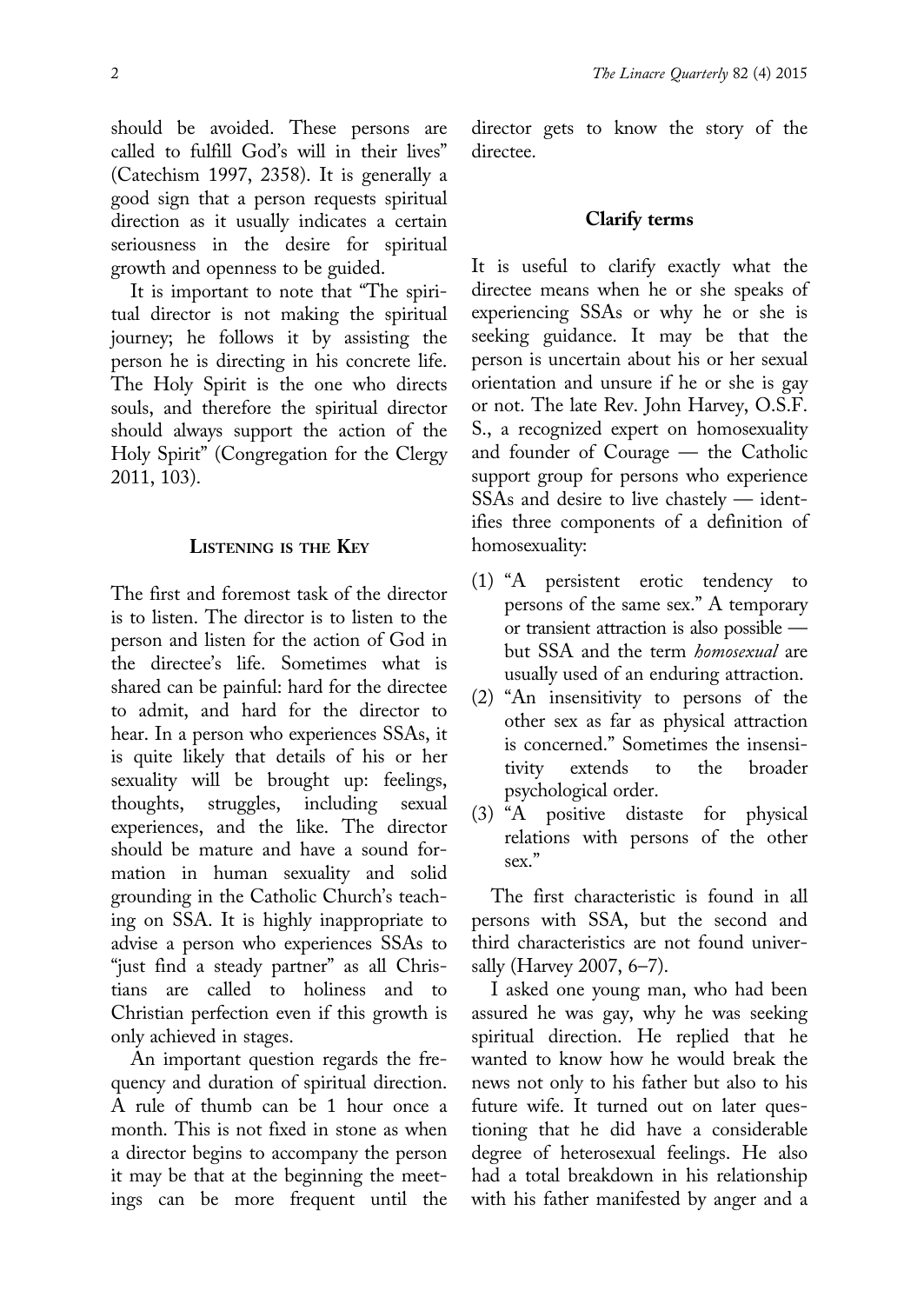should be avoided. These persons are called to fulfill God's will in their lives" (Catechism 1997, 2358). It is generally a good sign that a person requests spiritual direction as it usually indicates a certain seriousness in the desire for spiritual growth and openness to be guided.

It is important to note that "The spiritual director is not making the spiritual journey; he follows it by assisting the person he is directing in his concrete life. The Holy Spirit is the one who directs souls, and therefore the spiritual director should always support the action of the Holy Spirit" (Congregation for the Clergy 2011, 103).

## Listening is the Key

The first and foremost task of the director is to listen. The director is to listen to the person and listen for the action of God in the directee's life. Sometimes what is shared can be painful: hard for the directee to admit, and hard for the director to hear. In a person who experiences SSAs, it is quite likely that details of his or her sexuality will be brought up: feelings, thoughts, struggles, including sexual experiences, and the like. The director should be mature and have a sound formation in human sexuality and solid grounding in the Catholic Church's teaching on SSA. It is highly inappropriate to advise a person who experiences SSAs to "just find a steady partner" as all Christians are called to holiness and to Christian perfection even if this growth is only achieved in stages.

An important question regards the frequency and duration of spiritual direction. A rule of thumb can be 1 hour once a month. This is not fixed in stone as when a director begins to accompany the person it may be that at the beginning the meetings can be more frequent until the director gets to know the story of the directee.

### Clarify terms

It is useful to clarify exactly what the directee means when he or she speaks of experiencing SSAs or why he or she is seeking guidance. It may be that the person is uncertain about his or her sexual orientation and unsure if he or she is gay or not. The late Rev. John Harvey, O.S.F.S., a recognized expert on homosexuality and founder of Courage — the Catholic support group for persons who experience SSAs and desire to live chastely — identifies three components of a definition of homosexuality:

1. "A persistent erotic tendency to persons of the same sex." A temporary or transient attraction is also possible — but SSA and the term *homosexual* are usually used of an enduring attraction.
2. "An insensitivity to persons of the other sex as far as physical attraction is concerned." Sometimes the insensitivity extends to the broader psychological order.
3. "A positive distaste for physical relations with persons of the other sex."

The first characteristic is found in all persons with SSA, but the second and third characteristics are not found universally (Harvey 2007, 6–7).

I asked one young man, who had been assured he was gay, why he was seeking spiritual direction. He replied that he wanted to know how he would break the news not only to his father but also to his future wife. It turned out on later questioning that he did have a considerable degree of heterosexual feelings. He also had a total breakdown in his relationship with his father manifested by anger and a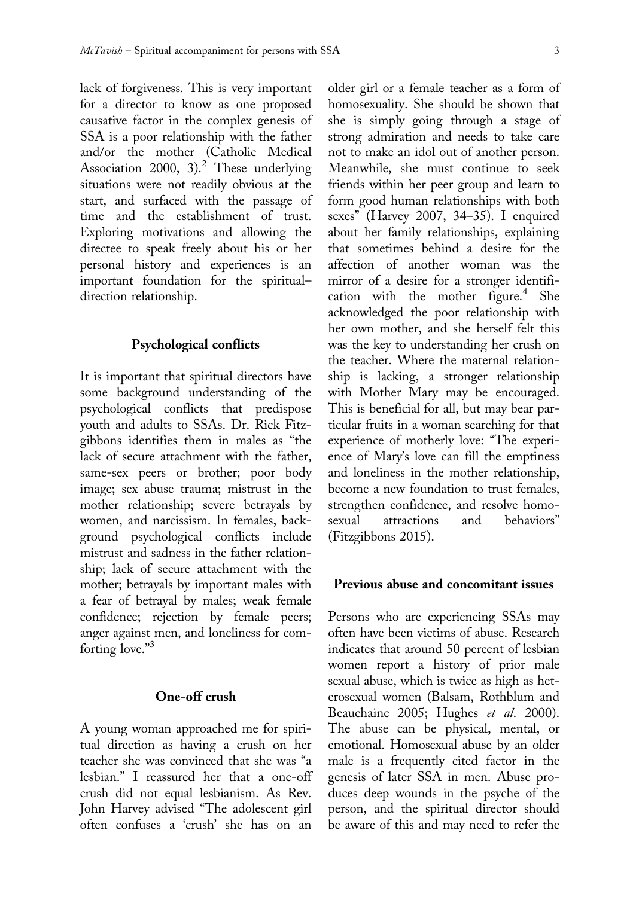lack of forgiveness. This is very important for a director to know as one proposed causative factor in the complex genesis of SSA is a poor relationship with the father and/or the mother (Catholic Medical Association 2000, 3).[2] These underlying situations were not readily obvious at the start, and surfaced with the passage of time and the establishment of trust. Exploring motivations and allowing the directee to speak freely about his or her personal history and experiences is an important foundation for the spiritual–direction relationship.

## Psychological conflicts

It is important that spiritual directors have some background understanding of the psychological conflicts that predispose youth and adults to SSAs. Dr. Rick Fitzgibbons identifies them in males as "the lack of secure attachment with the father, same-sex peers or brother; poor body image; sex abuse trauma; mistrust in the mother relationship; severe betrayals by women, and narcissism. In females, background psychological conflicts include mistrust and sadness in the father relationship; lack of secure attachment with the mother; betrayals by important males with a fear of betrayal by males; weak female confidence; rejection by female peers; anger against men, and loneliness for comforting love."[3]

## One-off crush

A young woman approached me for spiritual direction as having a crush on her teacher she was convinced that she was "a lesbian." I reassured her that a one-off crush did not equal lesbianism. As Rev. John Harvey advised "The adolescent girl often confuses a 'crush' she has on an older girl or a female teacher as a form of homosexuality. She should be shown that she is simply going through a stage of strong admiration and needs to take care not to make an idol out of another person. Meanwhile, she must continue to seek friends within her peer group and learn to form good human relationships with both sexes" (Harvey 2007, 34–35). I enquired about her family relationships, explaining that sometimes behind a desire for the affection of another woman was the mirror of a desire for a stronger identification with the mother figure.[4] She acknowledged the poor relationship with her own mother, and she herself felt this was the key to understanding her crush on the teacher. Where the maternal relationship is lacking, a stronger relationship with Mother Mary may be encouraged. This is beneficial for all, but may bear particular fruits in a woman searching for that experience of motherly love: "The experience of Mary's love can fill the emptiness and loneliness in the mother relationship, become a new foundation to trust females, strengthen confidence, and resolve homosexual attractions and behaviors" (Fitzgibbons 2015).

## Previous abuse and concomitant issues

Persons who are experiencing SSAs may often have been victims of abuse. Research indicates that around 50 percent of lesbian women report a history of prior male sexual abuse, which is twice as high as heterosexual women (Balsam, Rothblum and Beauchaine 2005; Hughes *et al.* 2000). The abuse can be physical, mental, or emotional. Homosexual abuse by an older male is a frequently cited factor in the genesis of later SSA in men. Abuse produces deep wounds in the psyche of the person, and the spiritual director should be aware of this and may need to refer the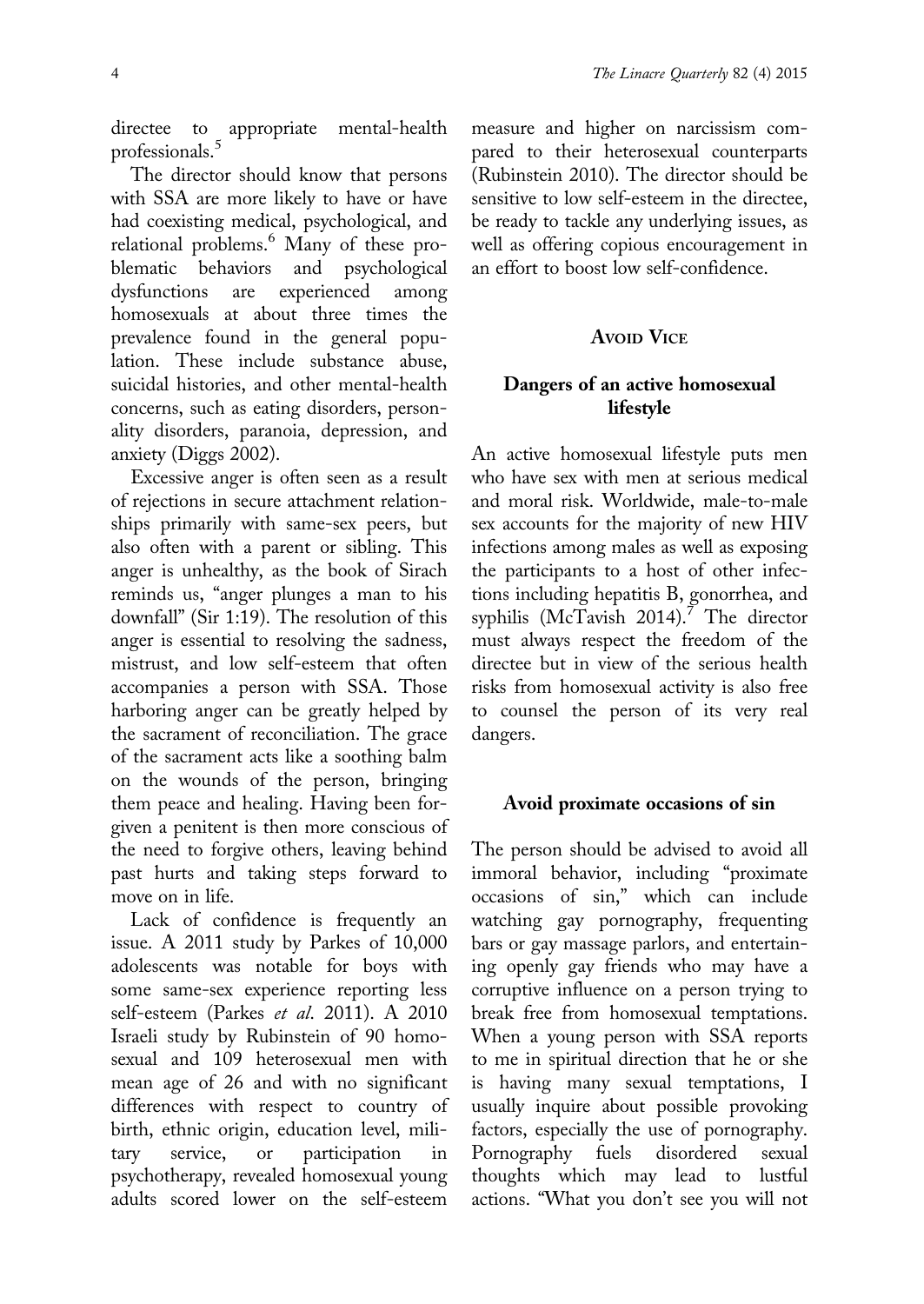directee to appropriate mental-health professionals.[5]

The director should know that persons with SSA are more likely to have or have had coexisting medical, psychological, and relational problems.[6] Many of these problematic behaviors and psychological dysfunctions are experienced among homosexuals at about three times the prevalence found in the general population. These include substance abuse, suicidal histories, and other mental-health concerns, such as eating disorders, personality disorders, paranoia, depression, and anxiety (Diggs 2002).

Excessive anger is often seen as a result of rejections in secure attachment relationships primarily with same-sex peers, but also often with a parent or sibling. This anger is unhealthy, as the book of Sirach reminds us, "anger plunges a man to his downfall" (Sir 1:19). The resolution of this anger is essential to resolving the sadness, mistrust, and low self-esteem that often accompanies a person with SSA. Those harboring anger can be greatly helped by the sacrament of reconciliation. The grace of the sacrament acts like a soothing balm on the wounds of the person, bringing them peace and healing. Having been forgiven a penitent is then more conscious of the need to forgive others, leaving behind past hurts and taking steps forward to move on in life.

Lack of confidence is frequently an issue. A 2011 study by Parkes of 10,000 adolescents was notable for boys with some same-sex experience reporting less self-esteem (Parkes *et al.* 2011). A 2010 Israeli study by Rubinstein of 90 homosexual and 109 heterosexual men with mean age of 26 and with no significant differences with respect to country of birth, ethnic origin, education level, military service, or participation in psychotherapy, revealed homosexual young adults scored lower on the self-esteem measure and higher on narcissism compared to their heterosexual counterparts (Rubinstein 2010). The director should be sensitive to low self-esteem in the directee, be ready to tackle any underlying issues, as well as offering copious encouragement in an effort to boost low self-confidence.

## Avoid Vice

### Dangers of an active homosexual lifestyle

An active homosexual lifestyle puts men who have sex with men at serious medical and moral risk. Worldwide, male-to-male sex accounts for the majority of new HIV infections among males as well as exposing the participants to a host of other infections including hepatitis B, gonorrhea, and syphilis (McTavish 2014).[7] The director must always respect the freedom of the directee but in view of the serious health risks from homosexual activity is also free to counsel the person of its very real dangers.

### Avoid proximate occasions of sin

The person should be advised to avoid all immoral behavior, including "proximate occasions of sin," which can include watching gay pornography, frequenting bars or gay massage parlors, and entertaining openly gay friends who may have a corruptive influence on a person trying to break free from homosexual temptations. When a young person with SSA reports to me in spiritual direction that he or she is having many sexual temptations, I usually inquire about possible provoking factors, especially the use of pornography. Pornography fuels disordered sexual thoughts which may lead to lustful actions. "What you don't see you will not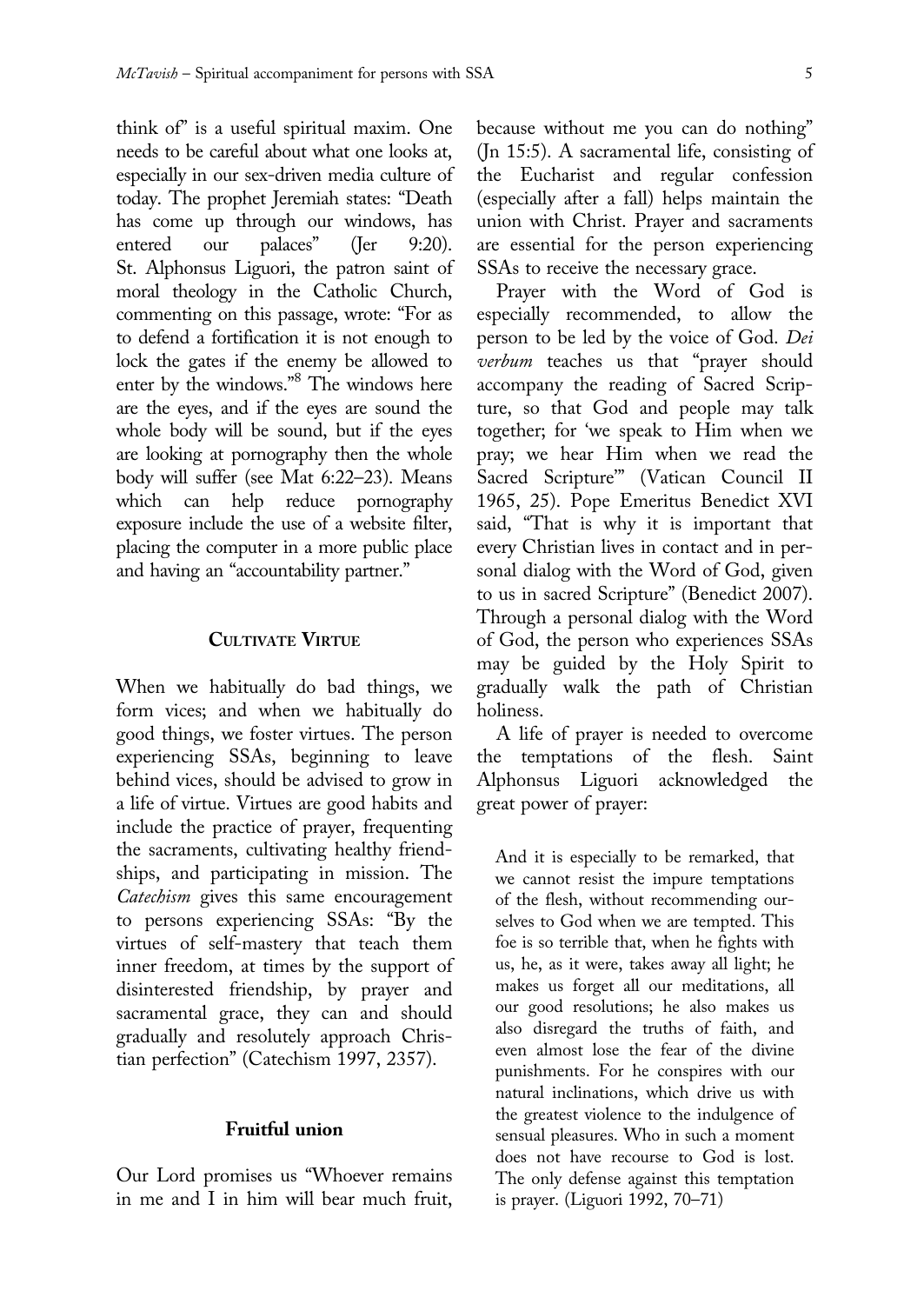think of" is a useful spiritual maxim. One needs to be careful about what one looks at, especially in our sex-driven media culture of today. The prophet Jeremiah states: "Death has come up through our windows, has entered our palaces" (Jer 9:20). St. Alphonsus Liguori, the patron saint of moral theology in the Catholic Church, commenting on this passage, wrote: "For as to defend a fortification it is not enough to lock the gates if the enemy be allowed to enter by the windows."[8] The windows here are the eyes, and if the eyes are sound the whole body will be sound, but if the eyes are looking at pornography then the whole body will suffer (see Mat 6:22–23). Means which can help reduce pornography exposure include the use of a website filter, placing the computer in a more public place and having an "accountability partner."

## Cultivate Virtue

When we habitually do bad things, we form vices; and when we habitually do good things, we foster virtues. The person experiencing SSAs, beginning to leave behind vices, should be advised to grow in a life of virtue. Virtues are good habits and include the practice of prayer, frequenting the sacraments, cultivating healthy friendships, and participating in mission. The *Catechism* gives this same encouragement to persons experiencing SSAs: "By the virtues of self-mastery that teach them inner freedom, at times by the support of disinterested friendship, by prayer and sacramental grace, they can and should gradually and resolutely approach Christian perfection" (Catechism 1997, 2357).

### Fruitful union

Our Lord promises us "Whoever remains in me and I in him will bear much fruit, because without me you can do nothing" (Jn 15:5). A sacramental life, consisting of the Eucharist and regular confession (especially after a fall) helps maintain the union with Christ. Prayer and sacraments are essential for the person experiencing SSAs to receive the necessary grace.

Prayer with the Word of God is especially recommended, to allow the person to be led by the voice of God. *Dei verbum* teaches us that "prayer should accompany the reading of Sacred Scripture, so that God and people may talk together; for 'we speak to Him when we pray; we hear Him when we read the Sacred Scripture'" (Vatican Council II 1965, 25). Pope Emeritus Benedict XVI said, "That is why it is important that every Christian lives in contact and in personal dialog with the Word of God, given to us in sacred Scripture" (Benedict 2007). Through a personal dialog with the Word of God, the person who experiences SSAs may be guided by the Holy Spirit to gradually walk the path of Christian holiness.

A life of prayer is needed to overcome the temptations of the flesh. Saint Alphonsus Liguori acknowledged the great power of prayer:

> And it is especially to be remarked, that we cannot resist the impure temptations of the flesh, without recommending ourselves to God when we are tempted. This foe is so terrible that, when he fights with us, he, as it were, takes away all light; he makes us forget all our meditations, all our good resolutions; he also makes us also disregard the truths of faith, and even almost lose the fear of the divine punishments. For he conspires with our natural inclinations, which drive us with the greatest violence to the indulgence of sensual pleasures. Who in such a moment does not have recourse to God is lost. The only defense against this temptation is prayer. (Liguori 1992, 70–71)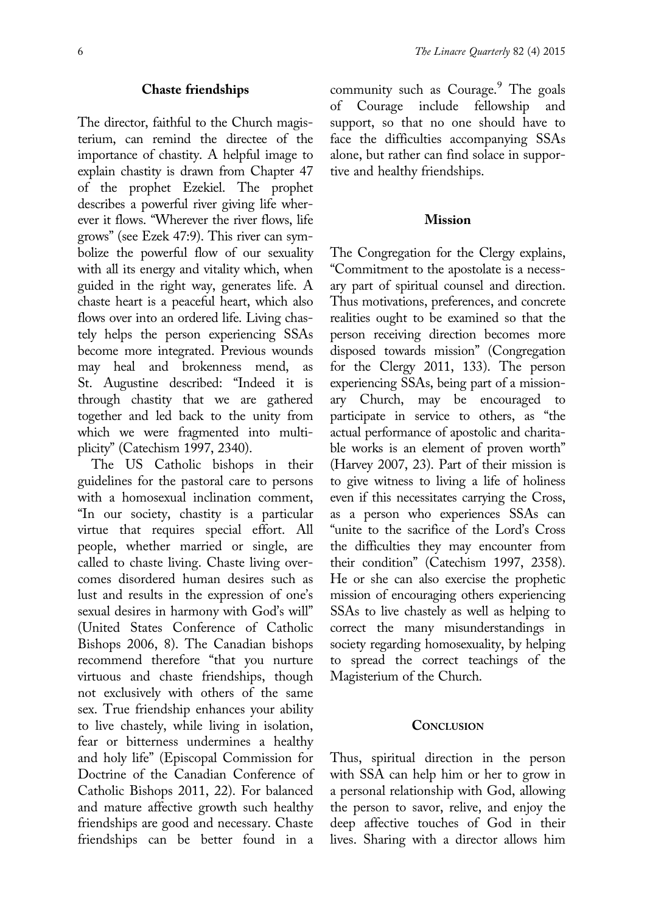### Chaste friendships

The director, faithful to the Church magisterium, can remind the directee of the importance of chastity. A helpful image to explain chastity is drawn from Chapter 47 of the prophet Ezekiel. The prophet describes a powerful river giving life wherever it flows. "Wherever the river flows, life grows" (see Ezek 47:9). This river can symbolize the powerful flow of our sexuality with all its energy and vitality which, when guided in the right way, generates life. A chaste heart is a peaceful heart, which also flows over into an ordered life. Living chastely helps the person experiencing SSAs become more integrated. Previous wounds may heal and brokenness mend, as St. Augustine described: "Indeed it is through chastity that we are gathered together and led back to the unity from which we were fragmented into multiplicity" (Catechism 1997, 2340).

The US Catholic bishops in their guidelines for the pastoral care to persons with a homosexual inclination comment, "In our society, chastity is a particular virtue that requires special effort. All people, whether married or single, are called to chaste living. Chaste living overcomes disordered human desires such as lust and results in the expression of one's sexual desires in harmony with God's will" (United States Conference of Catholic Bishops 2006, 8). The Canadian bishops recommend therefore "that you nurture virtuous and chaste friendships, though not exclusively with others of the same sex. True friendship enhances your ability to live chastely, while living in isolation, fear or bitterness undermines a healthy and holy life" (Episcopal Commission for Doctrine of the Canadian Conference of Catholic Bishops 2011, 22). For balanced and mature affective growth such healthy friendships are good and necessary. Chaste friendships can be better found in a community such as Courage.[9] The goals of Courage include fellowship and support, so that no one should have to face the difficulties accompanying SSAs alone, but rather can find solace in supportive and healthy friendships.

### Mission

The Congregation for the Clergy explains, "Commitment to the apostolate is a necessary part of spiritual counsel and direction. Thus motivations, preferences, and concrete realities ought to be examined so that the person receiving direction becomes more disposed towards mission" (Congregation for the Clergy 2011, 133). The person experiencing SSAs, being part of a missionary Church, may be encouraged to participate in service to others, as "the actual performance of apostolic and charitable works is an element of proven worth" (Harvey 2007, 23). Part of their mission is to give witness to living a life of holiness even if this necessitates carrying the Cross, as a person who experiences SSAs can "unite to the sacrifice of the Lord's Cross the difficulties they may encounter from their condition" (Catechism 1997, 2358). He or she can also exercise the prophetic mission of encouraging others experiencing SSAs to live chastely as well as helping to correct the many misunderstandings in society regarding homosexuality, by helping to spread the correct teachings of the Magisterium of the Church.

## Conclusion

Thus, spiritual direction in the person with SSA can help him or her to grow in a personal relationship with God, allowing the person to savor, relive, and enjoy the deep affective touches of God in their lives. Sharing with a director allows him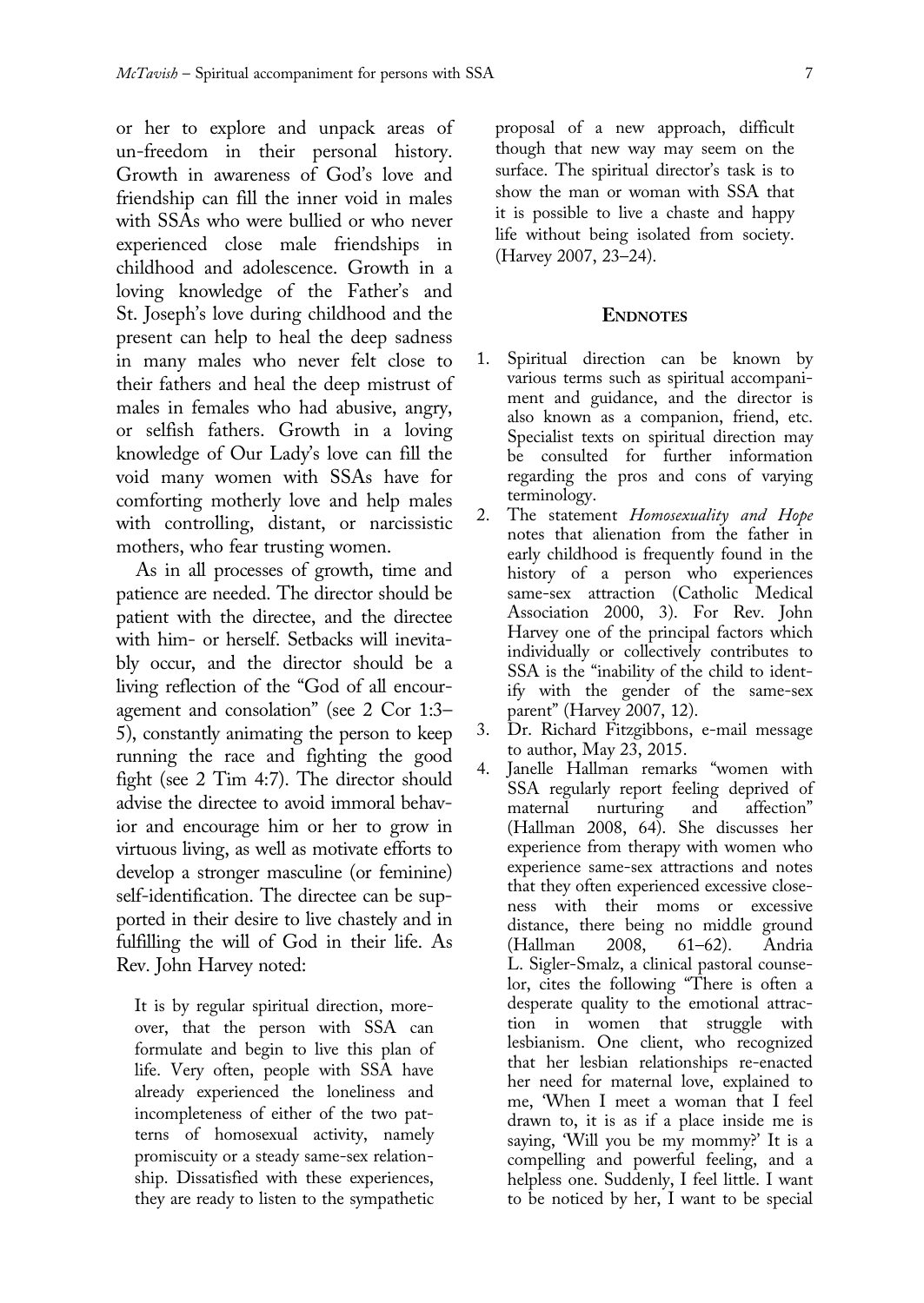or her to explore and unpack areas of un-freedom in their personal history. Growth in awareness of God's love and friendship can fill the inner void in males with SSAs who were bullied or who never experienced close male friendships in childhood and adolescence. Growth in a loving knowledge of the Father's and St. Joseph's love during childhood and the present can help to heal the deep sadness in many males who never felt close to their fathers and heal the deep mistrust of males in females who had abusive, angry, or selfish fathers. Growth in a loving knowledge of Our Lady's love can fill the void many women with SSAs have for comforting motherly love and help males with controlling, distant, or narcissistic mothers, who fear trusting women.

As in all processes of growth, time and patience are needed. The director should be patient with the directee, and the directee with him- or herself. Setbacks will inevitably occur, and the director should be a living reflection of the "God of all encouragement and consolation" (see 2 Cor 1:3–5), constantly animating the person to keep running the race and fighting the good fight (see 2 Tim 4:7). The director should advise the directee to avoid immoral behavior and encourage him or her to grow in virtuous living, as well as motivate efforts to develop a stronger masculine (or feminine) self-identification. The directee can be supported in their desire to live chastely and in fulfilling the will of God in their life. As Rev. John Harvey noted:

> It is by regular spiritual direction, moreover, that the person with SSA can formulate and begin to live this plan of life. Very often, people with SSA have already experienced the loneliness and incompleteness of either of the two patterns of homosexual activity, namely promiscuity or a steady same-sex relationship. Dissatisfied with these experiences, they are ready to listen to the sympathetic proposal of a new approach, difficult though that new way may seem on the surface. The spiritual director's task is to show the man or woman with SSA that it is possible to live a chaste and happy life without being isolated from society. (Harvey 2007, 23–24).

## Endnotes

1. Spiritual direction can be known by various terms such as spiritual accompaniment and guidance, and the director is also known as a companion, friend, etc. Specialist texts on spiritual direction may be consulted for further information regarding the pros and cons of varying terminology.
2. The statement *Homosexuality and Hope* notes that alienation from the father in early childhood is frequently found in the history of a person who experiences same-sex attraction (Catholic Medical Association 2000, 3). For Rev. John Harvey one of the principal factors which individually or collectively contributes to SSA is the "inability of the child to identify with the gender of the same-sex parent" (Harvey 2007, 12).
3. Dr. Richard Fitzgibbons, e-mail message to author, May 23, 2015.
4. Janelle Hallman remarks "women with SSA regularly report feeling deprived of maternal nurturing and affection" (Hallman 2008, 64). She discusses her experience from therapy with women who experience same-sex attractions and notes that they often experienced excessive closeness with their moms or excessive distance, there being no middle ground (Hallman 2008, 61–62). Andria L. Sigler-Smalz, a clinical pastoral counselor, cites the following "There is often a desperate quality to the emotional attraction in women that struggle with lesbianism. One client, who recognized that her lesbian relationships re-enacted her need for maternal love, explained to me, 'When I meet a woman that I feel drawn to, it is as if a place inside me is saying, 'Will you be my mommy?' It is a compelling and powerful feeling, and a helpless one. Suddenly, I feel little. I want to be noticed by her, I want to be special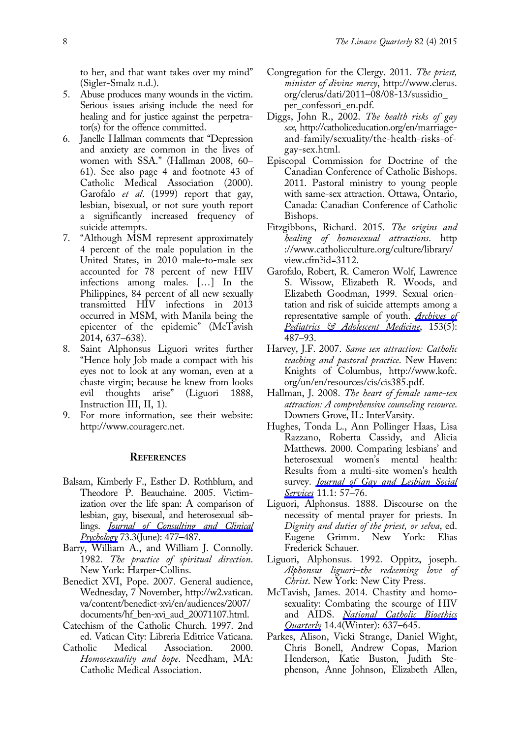to her, and that want takes over my mind" (Sigler-Smalz n.d.).

5. Abuse produces many wounds in the victim. Serious issues arising include the need for healing and for justice against the perpetrator(s) for the offence committed.
6. Janelle Hallman comments that "Depression and anxiety are common in the lives of women with SSA." (Hallman 2008, 60–61). See also page 4 and footnote 43 of Catholic Medical Association (2000). Garofalo *et al*. (1999) report that gay, lesbian, bisexual, or not sure youth report a significantly increased frequency of suicide attempts.
7. "Although MSM represent approximately 4 percent of the male population in the United States, in 2010 male-to-male sex accounted for 78 percent of new HIV infections among males. […] In the Philippines, 84 percent of all new sexually transmitted HIV infections in 2013 occurred in MSM, with Manila being the epicenter of the epidemic" (McTavish 2014, 637–638).
8. Saint Alphonsus Liguori writes further "Hence holy Job made a compact with his eyes not to look at any woman, even at a chaste virgin; because he knew from looks evil thoughts arise" (Liguori 1888, Instruction III, II, 1).
9. For more information, see their website: http://www.couragerc.net.

## References

Balsam, Kimberly F., Esther D. Rothblum, and Theodore P. Beauchaine. 2005. Victimization over the life span: A comparison of lesbian, gay, bisexual, and heterosexual siblings. *Journal of Consulting and Clinical Psychology* 73.3(June): 477–487.

Barry, William A., and William J. Connolly. 1982. *The practice of spiritual direction*. New York: Harper-Collins.

Benedict XVI, Pope. 2007. General audience, Wednesday, 7 November, http://w2.vatican.va/content/benedict-xvi/en/audiences/2007/documents/hf_ben-xvi_aud_20071107.html.

Catechism of the Catholic Church. 1997. 2nd ed. Vatican City: Libreria Editrice Vaticana.

Catholic Medical Association. 2000. *Homosexuality and hope*. Needham, MA: Catholic Medical Association.

Congregation for the Clergy. 2011. *The priest, minister of divine mercy*, http://www.clerus.org/clerus/dati/2011–08/08-13/sussidio_per_confessori_en.pdf.

Diggs, John R., 2002. *The health risks of gay sex*, http://catholiceducation.org/en/marriage-and-family/sexuality/the-health-risks-of-gay-sex.html.

Episcopal Commission for Doctrine of the Canadian Conference of Catholic Bishops. 2011. Pastoral ministry to young people with same-sex attraction. Ottawa, Ontario, Canada: Canadian Conference of Catholic Bishops.

Fitzgibbons, Richard. 2015. *The origins and healing of homosexual attractions*. http://www.catholicculture.org/culture/library/view.cfm?id=3112.

Garofalo, Robert, R. Cameron Wolf, Lawrence S. Wissow, Elizabeth R. Woods, and Elizabeth Goodman, 1999. Sexual orientation and risk of suicide attempts among a representative sample of youth. *Archives of Pediatrics & Adolescent Medicine*, 153(5): 487–93.

Harvey, J.F. 2007. *Same sex attraction: Catholic teaching and pastoral practice*. New Haven: Knights of Columbus, http://www.kofc.org/un/en/resources/cis/cis385.pdf.

Hallman, J. 2008. *The heart of female same-sex attraction: A comprehensive counseling resource*. Downers Grove, IL: InterVarsity.

Hughes, Tonda L., Ann Pollinger Haas, Lisa Razzano, Roberta Cassidy, and Alicia Matthews. 2000. Comparing lesbians' and heterosexual women's mental health: Results from a multi-site women's health survey. *Journal of Gay and Lesbian Social Services* 11.1: 57–76.

Liguori, Alphonsus. 1888. Discourse on the necessity of mental prayer for priests. In *Dignity and duties of the priest, or selva*, ed. Eugene Grimm. New York: Elias Frederick Schauer.

Liguori, Alphonsus. 1992. Oppitz, joseph. *Alphonsus liguori–the redeeming love of Christ*. New York: New City Press.

McTavish, James. 2014. Chastity and homosexuality: Combating the scourge of HIV and AIDS. *National Catholic Bioethics Quarterly* 14.4(Winter): 637–645.

Parkes, Alison, Vicki Strange, Daniel Wight, Chris Bonell, Andrew Copas, Marion Henderson, Katie Buston, Judith Stephenson, Anne Johnson, Elizabeth Allen,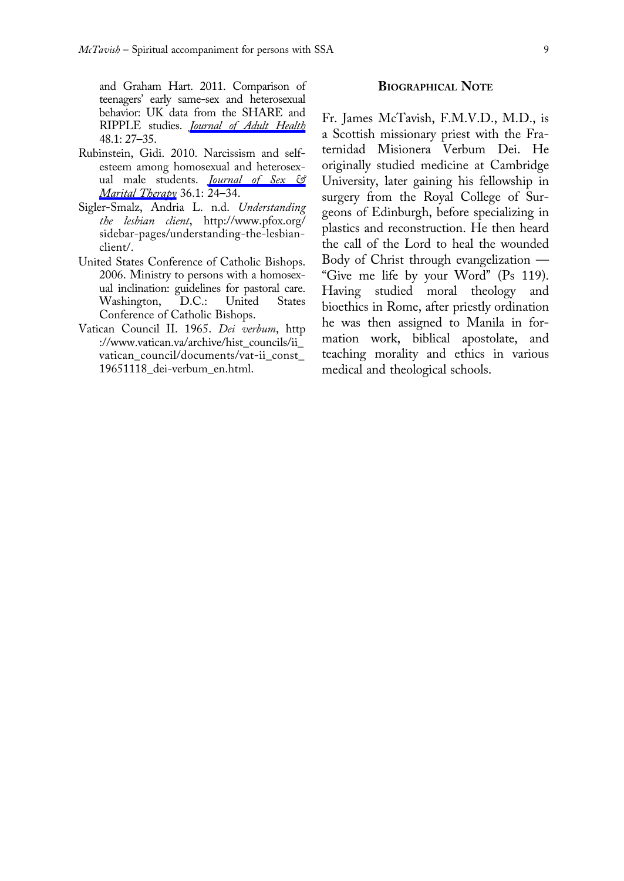and Graham Hart. 2011. Comparison of teenagers' early same-sex and heterosexual behavior: UK data from the SHARE and RIPPLE studies. *Journal of Adult Health* 48.1: 27–35.

Rubinstein, Gidi. 2010. Narcissism and self-esteem among homosexual and heterosexual male students. *Journal of Sex & Marital Therapy* 36.1: 24–34.

Sigler-Smalz, Andria L. n.d. *Understanding the lesbian client*, http://www.pfox.org/sidebar-pages/understanding-the-lesbian-client/.

United States Conference of Catholic Bishops. 2006. Ministry to persons with a homosexual inclination: guidelines for pastoral care. Washington, D.C.: United States Conference of Catholic Bishops.

Vatican Council II. 1965. *Dei verbum*, http://www.vatican.va/archive/hist_councils/ii_vatican_council/documents/vat-ii_const_19651118_dei-verbum_en.html.

## Biographical Note

Fr. James McTavish, F.M.V.D., M.D., is a Scottish missionary priest with the Fraternidad Misionera Verbum Dei. He originally studied medicine at Cambridge University, later gaining his fellowship in surgery from the Royal College of Surgeons of Edinburgh, before specializing in plastics and reconstruction. He then heard the call of the Lord to heal the wounded Body of Christ through evangelization — "Give me life by your Word" (Ps 119). Having studied moral theology and bioethics in Rome, after priestly ordination he was then assigned to Manila in formation work, biblical apostolate, and teaching morality and ethics in various medical and theological schools.